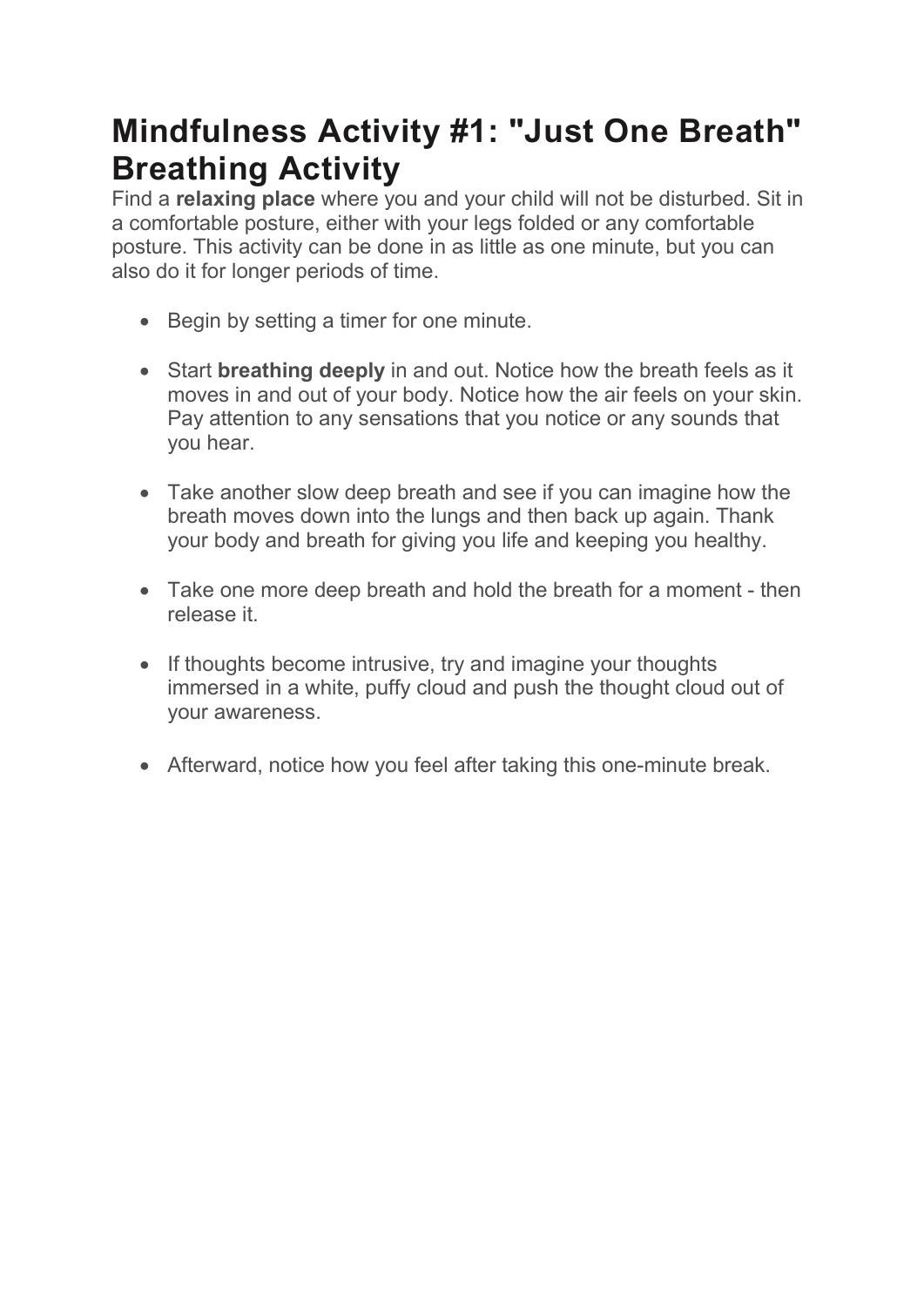# Mindfulness Activity #1: "Just One Breath" Breathing Activity

Find a **relaxing place** where you and your child will not be disturbed. Sit in a comfortable posture, either with your legs folded or any comfortable posture. This activity can be done in as little as one minute, but you can also do it for longer periods of time.

- Begin by setting a timer for one minute.
- Start **breathing deeply** in and out. Notice how the breath feels as it moves in and out of your body. Notice how the air feels on your skin. Pay attention to any sensations that you notice or any sounds that you hear.
- Take another slow deep breath and see if you can imagine how the breath moves down into the lungs and then back up again. Thank your body and breath for giving you life and keeping you healthy.
- Take one more deep breath and hold the breath for a moment - then release it.
- If thoughts become intrusive, try and imagine your thoughts immersed in a white, puffy cloud and push the thought cloud out of your awareness.
- Afterward, notice how you feel after taking this one-minute break.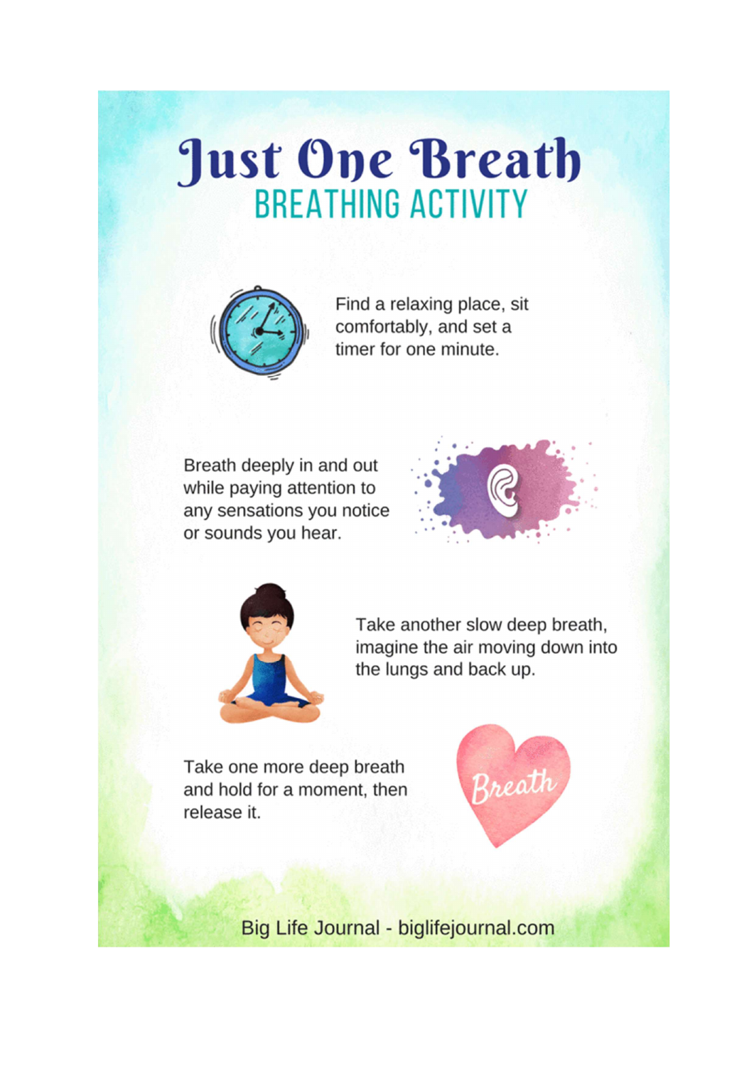# Just One Breath

## BREATHING ACTIVITY

Find a relaxing place, sit comfortably, and set a timer for one minute.

Breath deeply in and out while paying attention to any sensations you notice or sounds you hear.

Take another slow deep breath, imagine the air moving down into the lungs and back up.

Take one more deep breath and hold for a moment, then release it.

Breath

Big Life Journal - biglifejournal.com